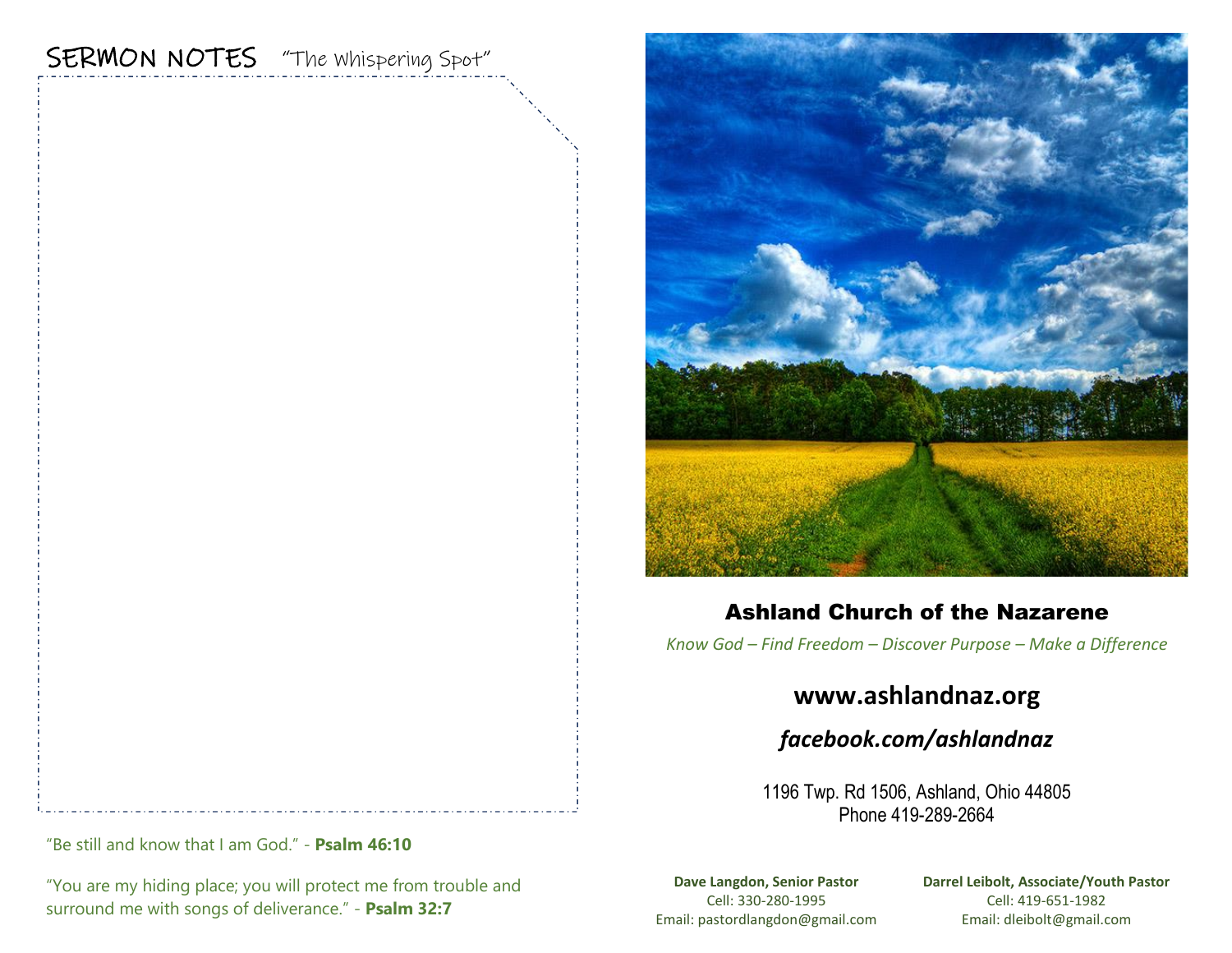## SERMON NOTES "The Whispering Spot"

"Be still and know that I am God." - **Psalm 46:10**

"You are my hiding place; you will protect me from trouble and surround me with songs of deliverance." - **Psalm 32:7**

# Ashland Church of the Nazarene

*Know God – Find Freedom – Discover Purpose – Make a Difference*

**www.ashlandnaz.org**

***facebook.com/ashlandnaz***

1196 Twp. Rd 1506, Ashland, Ohio 44805
Phone 419-289-2664

**Dave Langdon, Senior Pastor**
Cell: 330-280-1995
Email: pastordlangdon@gmail.com

**Darrel Leibolt, Associate/Youth Pastor**
Cell: 419-651-1982
Email: dleibolt@gmail.com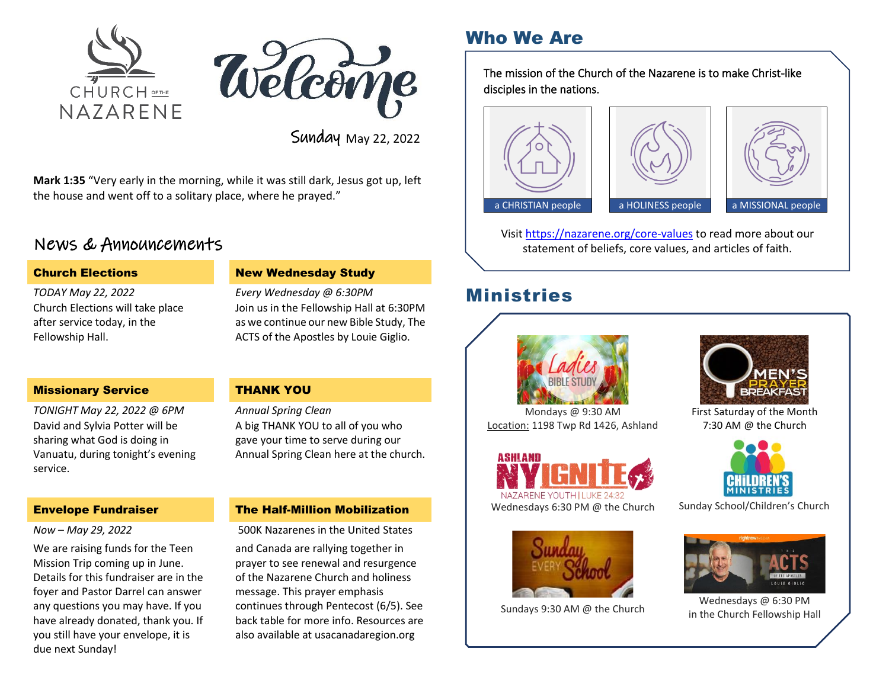CHURCH OF THE NAZARENE

# Welcome

Sunday May 22, 2022

**Mark 1:35** "Very early in the morning, while it was still dark, Jesus got up, left the house and went off to a solitary place, where he prayed."

## News & Announcements

### Church Elections

*TODAY May 22, 2022*

Church Elections will take place after service today, in the Fellowship Hall.

### New Wednesday Study

*Every Wednesday @ 6:30PM*

Join us in the Fellowship Hall at 6:30PM as we continue our new Bible Study, The ACTS of the Apostles by Louie Giglio.

### Missionary Service

*TONIGHT May 22, 2022 @ 6PM*

David and Sylvia Potter will be sharing what God is doing in Vanuatu, during tonight's evening service.

### THANK YOU

*Annual Spring Clean*

A big THANK YOU to all of you who gave your time to serve during our Annual Spring Clean here at the church.

### Envelope Fundraiser

*Now – May 29, 2022*

We are raising funds for the Teen Mission Trip coming up in June. Details for this fundraiser are in the foyer and Pastor Darrel can answer any questions you may have. If you have already donated, thank you. If you still have your envelope, it is due next Sunday!

### The Half-Million Mobilization

500K Nazarenes in the United States and Canada are rallying together in prayer to see renewal and resurgence of the Nazarene Church and holiness message. This prayer emphasis continues through Pentecost (6/5). See back table for more info. Resources are also available at usacanadaregion.org

## Who We Are

The mission of the Church of the Nazarene is to make Christ-like disciples in the nations.

a CHRISTIAN people

a HOLINESS people

a MISSIONAL people

Visit https://nazarene.org/core-values to read more about our statement of beliefs, core values, and articles of faith.

## Ministries

Ladies BIBLE STUDY

Mondays @ 9:30 AM

Location: 1198 Twp Rd 1426, Ashland

MEN'S PRAYER BREAKFAST

First Saturday of the Month

7:30 AM @ the Church

ASHLAND NYI IGNITE

NAZARENE YOUTH | LUKE 24:32

Wednesdays 6:30 PM @ the Church

CHILDREN'S MINISTRIES

Sunday School/Children's Church

Sunday EVERY School

Sundays 9:30 AM @ the Church

ACTS OF THE APOSTLES LOUIE GIGLIO

Wednesdays @ 6:30 PM

in the Church Fellowship Hall